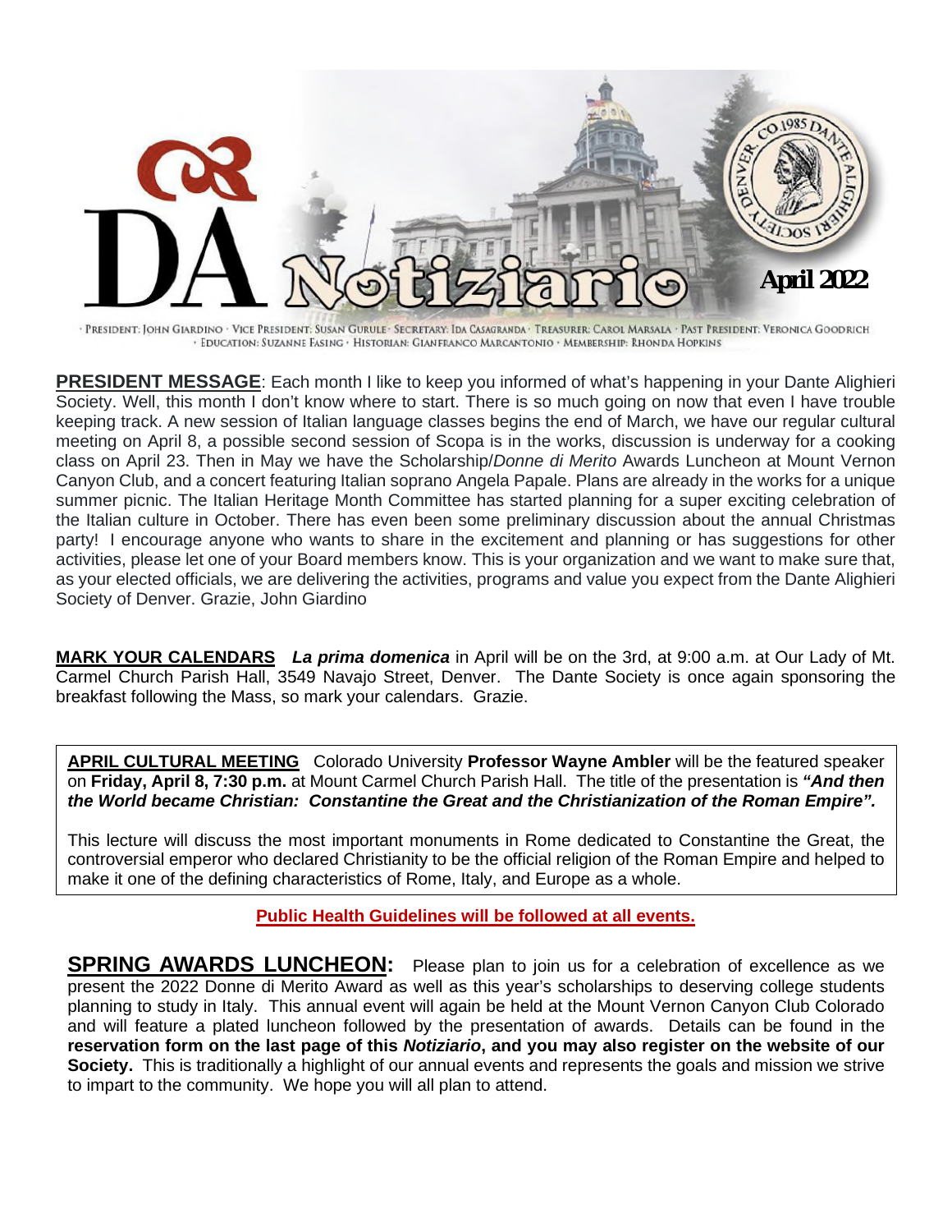# DA Notiziario

**April 2022**

· PRESIDENT: JOHN GIARDINO · VICE PRESIDENT: SUSAN GURULE · SECRETARY: IDA CASAGRANDA · TREASURER: CAROL MARSALA · PAST PRESIDENT: VERONICA GOODRICH · EDUCATION: SUZANNE FASING · HISTORIAN: GIANFRANCO MARCANTONIO · MEMBERSHIP: RHONDA HOPKINS

**PRESIDENT MESSAGE**: Each month I like to keep you informed of what's happening in your Dante Alighieri Society. Well, this month I don't know where to start. There is so much going on now that even I have trouble keeping track. A new session of Italian language classes begins the end of March, we have our regular cultural meeting on April 8, a possible second session of Scopa is in the works, discussion is underway for a cooking class on April 23. Then in May we have the Scholarship/*Donne di Merito* Awards Luncheon at Mount Vernon Canyon Club, and a concert featuring Italian soprano Angela Papale. Plans are already in the works for a unique summer picnic. The Italian Heritage Month Committee has started planning for a super exciting celebration of the Italian culture in October. There has even been some preliminary discussion about the annual Christmas party! I encourage anyone who wants to share in the excitement and planning or has suggestions for other activities, please let one of your Board members know. This is your organization and we want to make sure that, as your elected officials, we are delivering the activities, programs and value you expect from the Dante Alighieri Society of Denver. Grazie, John Giardino

**MARK YOUR CALENDARS** ***La prima domenica*** in April will be on the 3rd, at 9:00 a.m. at Our Lady of Mt. Carmel Church Parish Hall, 3549 Navajo Street, Denver. The Dante Society is once again sponsoring the breakfast following the Mass, so mark your calendars. Grazie.

**APRIL CULTURAL MEETING** Colorado University **Professor Wayne Ambler** will be the featured speaker on **Friday, April 8, 7:30 p.m.** at Mount Carmel Church Parish Hall. The title of the presentation is ***"And then the World became Christian: Constantine the Great and the Christianization of the Roman Empire".***

This lecture will discuss the most important monuments in Rome dedicated to Constantine the Great, the controversial emperor who declared Christianity to be the official religion of the Roman Empire and helped to make it one of the defining characteristics of Rome, Italy, and Europe as a whole.

**Public Health Guidelines will be followed at all events.**

**SPRING AWARDS LUNCHEON:** Please plan to join us for a celebration of excellence as we present the 2022 Donne di Merito Award as well as this year's scholarships to deserving college students planning to study in Italy. This annual event will again be held at the Mount Vernon Canyon Club Colorado and will feature a plated luncheon followed by the presentation of awards. Details can be found in the **reservation form on the last page of this *Notiziario*, and you may also register on the website of our Society.** This is traditionally a highlight of our annual events and represents the goals and mission we strive to impart to the community. We hope you will all plan to attend.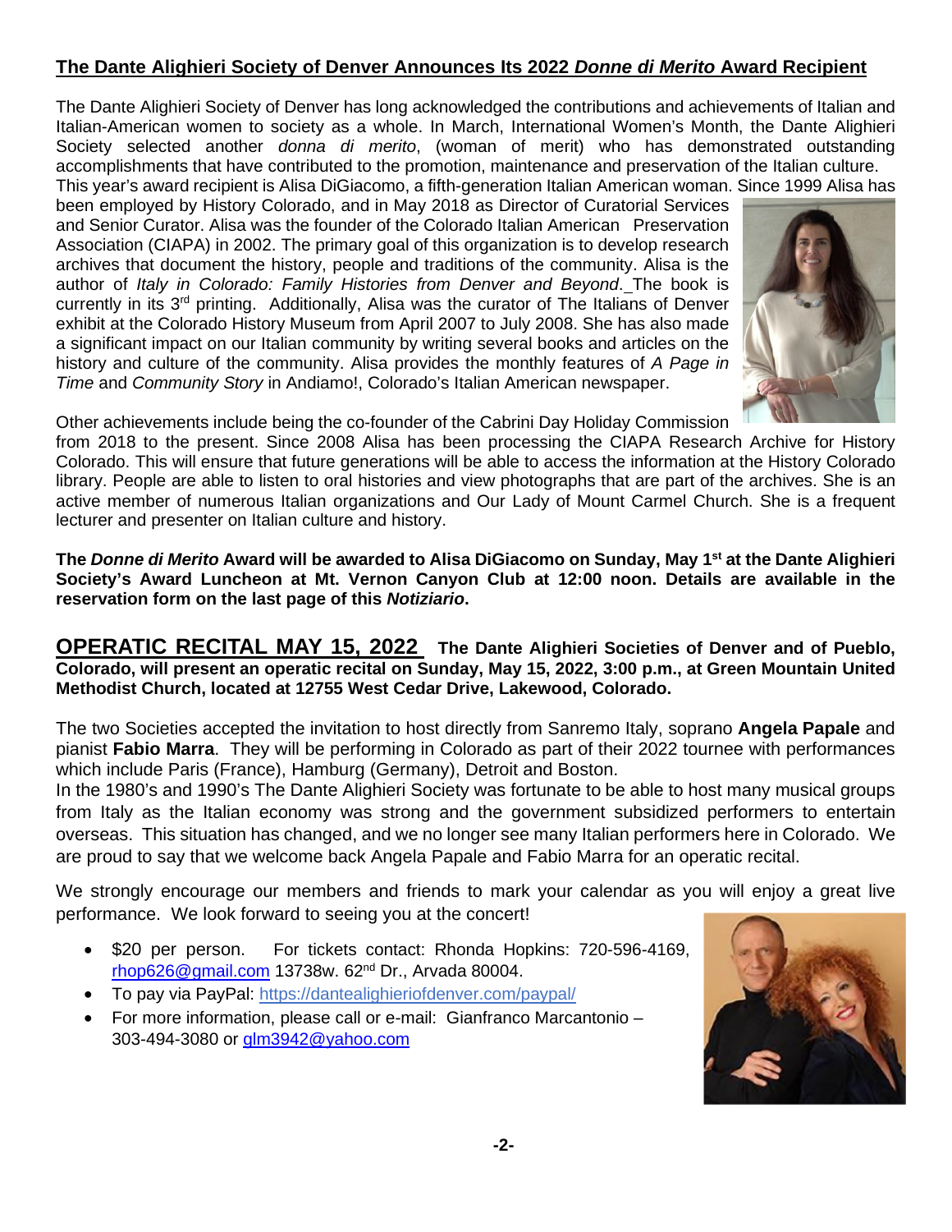## The Dante Alighieri Society of Denver Announces Its 2022 *Donne di Merito* Award Recipient

The Dante Alighieri Society of Denver has long acknowledged the contributions and achievements of Italian and Italian-American women to society as a whole. In March, International Women's Month, the Dante Alighieri Society selected another *donna di merito*, (woman of merit) who has demonstrated outstanding accomplishments that have contributed to the promotion, maintenance and preservation of the Italian culture. This year's award recipient is Alisa DiGiacomo, a fifth-generation Italian American woman. Since 1999 Alisa has been employed by History Colorado, and in May 2018 as Director of Curatorial Services and Senior Curator. Alisa was the founder of the Colorado Italian American Preservation Association (CIAPA) in 2002. The primary goal of this organization is to develop research archives that document the history, people and traditions of the community. Alisa is the author of *Italy in Colorado: Family Histories from Denver and Beyond*. The book is currently in its 3rd printing. Additionally, Alisa was the curator of The Italians of Denver exhibit at the Colorado History Museum from April 2007 to July 2008. She has also made a significant impact on our Italian community by writing several books and articles on the history and culture of the community. Alisa provides the monthly features of *A Page in Time* and *Community Story* in Andiamo!, Colorado's Italian American newspaper.

Other achievements include being the co-founder of the Cabrini Day Holiday Commission from 2018 to the present. Since 2008 Alisa has been processing the CIAPA Research Archive for History Colorado. This will ensure that future generations will be able to access the information at the History Colorado library. People are able to listen to oral histories and view photographs that are part of the archives. She is an active member of numerous Italian organizations and Our Lady of Mount Carmel Church. She is a frequent lecturer and presenter on Italian culture and history.

**The *Donne di Merito* Award will be awarded to Alisa DiGiacomo on Sunday, May 1st at the Dante Alighieri Society's Award Luncheon at Mt. Vernon Canyon Club at 12:00 noon. Details are available in the reservation form on the last page of this *Notiziario*.**

## OPERATIC RECITAL MAY 15, 2022

**The Dante Alighieri Societies of Denver and of Pueblo, Colorado, will present an operatic recital on Sunday, May 15, 2022, 3:00 p.m., at Green Mountain United Methodist Church, located at 12755 West Cedar Drive, Lakewood, Colorado.**

The two Societies accepted the invitation to host directly from Sanremo Italy, soprano **Angela Papale** and pianist **Fabio Marra**. They will be performing in Colorado as part of their 2022 tournee with performances which include Paris (France), Hamburg (Germany), Detroit and Boston.

In the 1980's and 1990's The Dante Alighieri Society was fortunate to be able to host many musical groups from Italy as the Italian economy was strong and the government subsidized performers to entertain overseas. This situation has changed, and we no longer see many Italian performers here in Colorado. We are proud to say that we welcome back Angela Papale and Fabio Marra for an operatic recital.

We strongly encourage our members and friends to mark your calendar as you will enjoy a great live performance. We look forward to seeing you at the concert!

- $20 per person. For tickets contact: Rhonda Hopkins: 720-596-4169, rhop626@gmail.com 13738w. 62nd Dr., Arvada 80004.
- To pay via PayPal: https://dantealighieriofdenver.com/paypal/
- For more information, please call or e-mail: Gianfranco Marcantonio – 303-494-3080 or glm3942@yahoo.com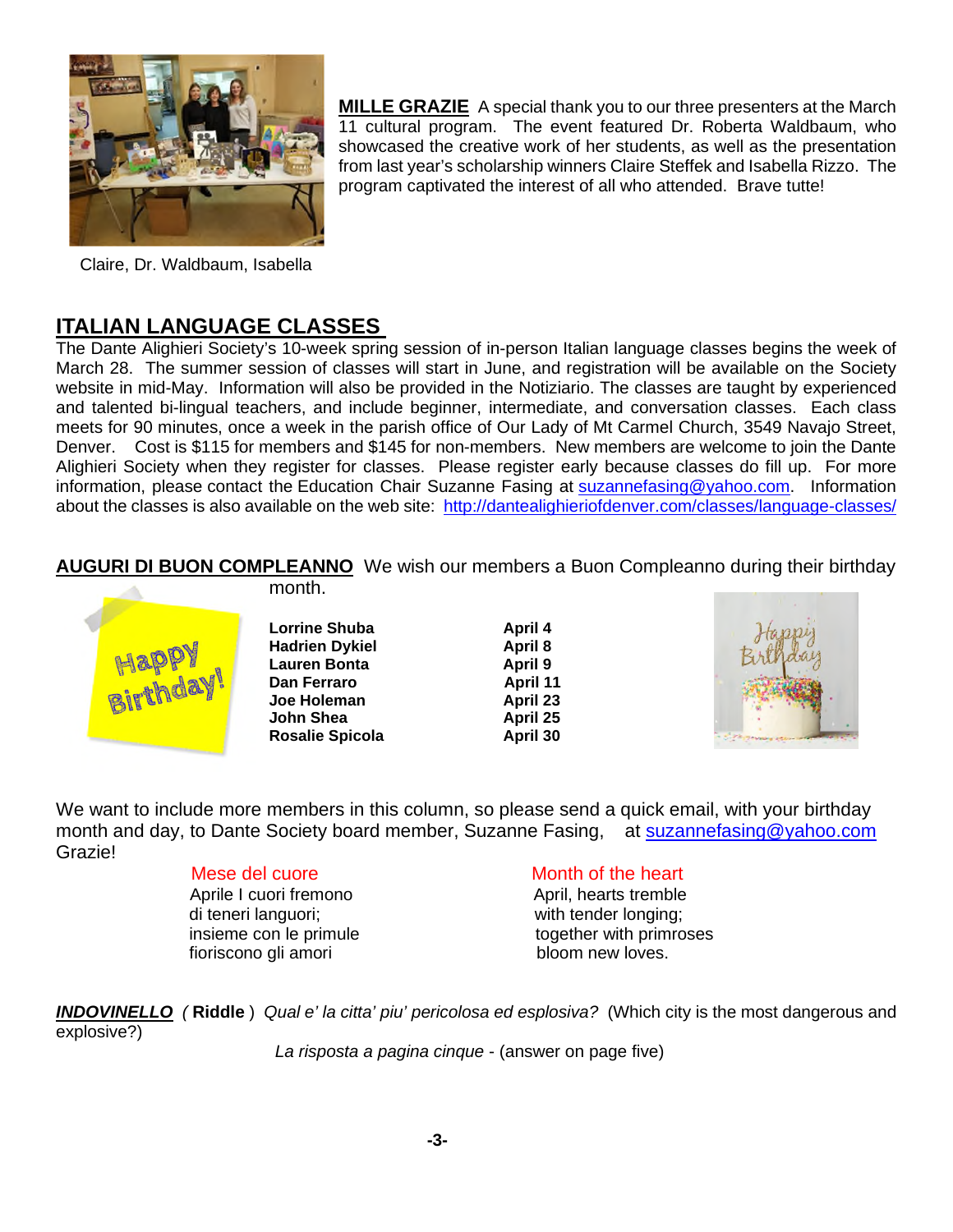Claire, Dr. Waldbaum, Isabella

**MILLE GRAZIE** A special thank you to our three presenters at the March 11 cultural program. The event featured Dr. Roberta Waldbaum, who showcased the creative work of her students, as well as the presentation from last year's scholarship winners Claire Steffek and Isabella Rizzo. The program captivated the interest of all who attended. Brave tutte!

## ITALIAN LANGUAGE CLASSES

The Dante Alighieri Society's 10-week spring session of in-person Italian language classes begins the week of March 28. The summer session of classes will start in June, and registration will be available on the Society website in mid-May. Information will also be provided in the Notiziario. The classes are taught by experienced and talented bi-lingual teachers, and include beginner, intermediate, and conversation classes. Each class meets for 90 minutes, once a week in the parish office of Our Lady of Mt Carmel Church, 3549 Navajo Street, Denver. Cost is $115 for members and $145 for non-members. New members are welcome to join the Dante Alighieri Society when they register for classes. Please register early because classes do fill up. For more information, please contact the Education Chair Suzanne Fasing at suzannefasing@yahoo.com. Information about the classes is also available on the web site: http://dantealighieriofdenver.com/classes/language-classes/

**AUGURI DI BUON COMPLEANNO** We wish our members a Buon Compleanno during their birthday month.

| | |
|---|---|
| **Lorrine Shuba** | **April 4** |
| **Hadrien Dykiel** | **April 8** |
| **Lauren Bonta** | **April 9** |
| **Dan Ferraro** | **April 11** |
| **Joe Holeman** | **April 23** |
| **John Shea** | **April 25** |
| **Rosalie Spicola** | **April 30** |

We want to include more members in this column, so please send a quick email, with your birthday month and day, to Dante Society board member, Suzanne Fasing, at suzannefasing@yahoo.com Grazie!

Mese del cuore
Aprile I cuori fremono
di teneri languori;
insieme con le primule
fioriscono gli amori

Month of the heart
April, hearts tremble
with tender longing;
together with primroses
bloom new loves.

***INDOVINELLO*** *(* **Riddle** ) *Qual e' la citta' piu' pericolosa ed esplosiva?* (Which city is the most dangerous and explosive?)

*La risposta a pagina cinque* - (answer on page five)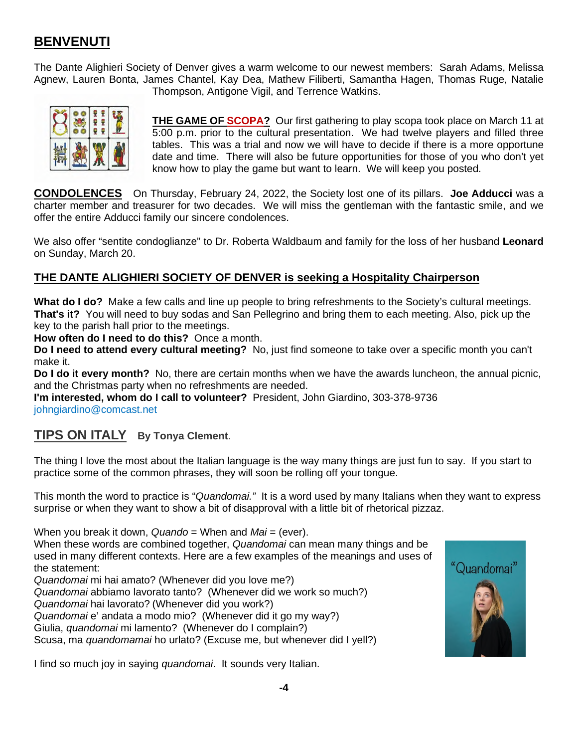## BENVENUTI

The Dante Alighieri Society of Denver gives a warm welcome to our newest members: Sarah Adams, Melissa Agnew, Lauren Bonta, James Chantel, Kay Dea, Mathew Filiberti, Samantha Hagen, Thomas Ruge, Natalie Thompson, Antigone Vigil, and Terrence Watkins.

**THE GAME OF SCOPA?** Our first gathering to play scopa took place on March 11 at 5:00 p.m. prior to the cultural presentation. We had twelve players and filled three tables. This was a trial and now we will have to decide if there is a more opportune date and time. There will also be future opportunities for those of you who don't yet know how to play the game but want to learn. We will keep you posted.

**CONDOLENCES** On Thursday, February 24, 2022, the Society lost one of its pillars. **Joe Adducci** was a charter member and treasurer for two decades. We will miss the gentleman with the fantastic smile, and we offer the entire Adducci family our sincere condolences.

We also offer "sentite condoglianze" to Dr. Roberta Waldbaum and family for the loss of her husband **Leonard** on Sunday, March 20.

### THE DANTE ALIGHIERI SOCIETY OF DENVER is seeking a Hospitality Chairperson

**What do I do?** Make a few calls and line up people to bring refreshments to the Society's cultural meetings.
**That's it?** You will need to buy sodas and San Pellegrino and bring them to each meeting. Also, pick up the key to the parish hall prior to the meetings.
**How often do I need to do this?** Once a month.
**Do I need to attend every cultural meeting?** No, just find someone to take over a specific month you can't make it.
**Do I do it every month?** No, there are certain months when we have the awards luncheon, the annual picnic, and the Christmas party when no refreshments are needed.
**I'm interested, whom do I call to volunteer?** President, John Giardino, 303-378-9736
johngiardino@comcast.net

## TIPS ON ITALY **By Tonya Clement**.

The thing I love the most about the Italian language is the way many things are just fun to say. If you start to practice some of the common phrases, they will soon be rolling off your tongue.

This month the word to practice is "*Quandomai."* It is a word used by many Italians when they want to express surprise or when they want to show a bit of disapproval with a little bit of rhetorical pizzaz.

When you break it down, *Quando* = When and *Mai* = (ever).
When these words are combined together, *Quandomai* can mean many things and be used in many different contexts. Here are a few examples of the meanings and uses of the statement:
*Quandomai* mi hai amato? (Whenever did you love me?)
*Quandomai* abbiamo lavorato tanto? (Whenever did we work so much?)
*Quandomai* hai lavorato? (Whenever did you work?)
*Quandomai* e' andata a modo mio? (Whenever did it go my way?)
Giulia, *quandomai* mi lamento? (Whenever do I complain?)
Scusa, ma *quandomamai* ho urlato? (Excuse me, but whenever did I yell?)

I find so much joy in saying *quandomai*. It sounds very Italian.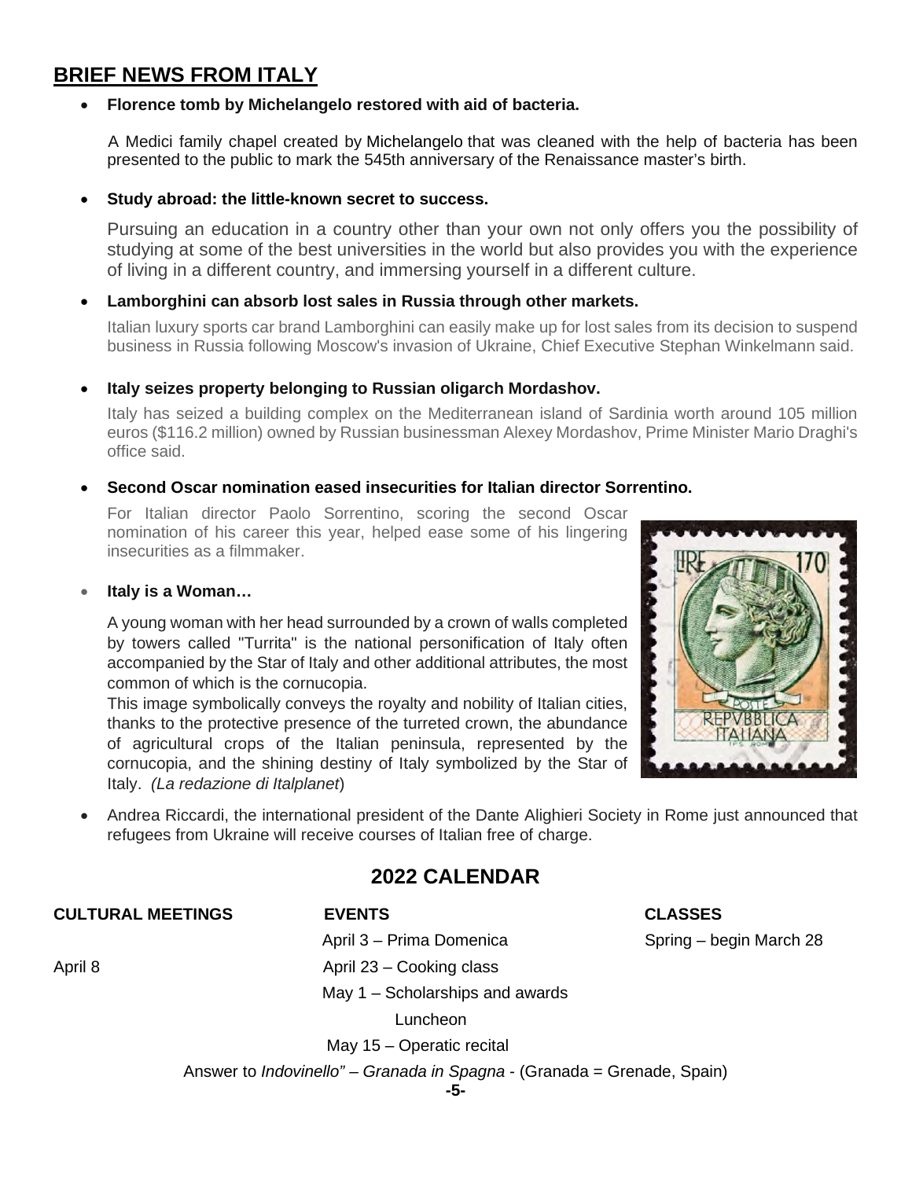## BRIEF NEWS FROM ITALY

- **Florence tomb by Michelangelo restored with aid of bacteria.**

  A Medici family chapel created by Michelangelo that was cleaned with the help of bacteria has been presented to the public to mark the 545th anniversary of the Renaissance master's birth.

- **Study abroad: the little-known secret to success.**

  Pursuing an education in a country other than your own not only offers you the possibility of studying at some of the best universities in the world but also provides you with the experience of living in a different country, and immersing yourself in a different culture.

- **Lamborghini can absorb lost sales in Russia through other markets.**

  Italian luxury sports car brand Lamborghini can easily make up for lost sales from its decision to suspend business in Russia following Moscow's invasion of Ukraine, Chief Executive Stephan Winkelmann said.

- **Italy seizes property belonging to Russian oligarch Mordashov.**

  Italy has seized a building complex on the Mediterranean island of Sardinia worth around 105 million euros ($116.2 million) owned by Russian businessman Alexey Mordashov, Prime Minister Mario Draghi's office said.

- **Second Oscar nomination eased insecurities for Italian director Sorrentino.**

  For Italian director Paolo Sorrentino, scoring the second Oscar nomination of his career this year, helped ease some of his lingering insecurities as a filmmaker.

- **Italy is a Woman…**

  A young woman with her head surrounded by a crown of walls completed by towers called "Turrita" is the national personification of Italy often accompanied by the Star of Italy and other additional attributes, the most common of which is the cornucopia.

  This image symbolically conveys the royalty and nobility of Italian cities, thanks to the protective presence of the turreted crown, the abundance of agricultural crops of the Italian peninsula, represented by the cornucopia, and the shining destiny of Italy symbolized by the Star of Italy. *(La redazione di Italplanet*)

- Andrea Riccardi, the international president of the Dante Alighieri Society in Rome just announced that refugees from Ukraine will receive courses of Italian free of charge.

## 2022 CALENDAR

| CULTURAL MEETINGS | EVENTS | CLASSES |
|---|---|---|
| | April 3 – Prima Domenica | Spring – begin March 28 |
| April 8 | April 23 – Cooking class | |
| | May 1 – Scholarships and awards Luncheon | |
| | May 15 – Operatic recital | |

Answer to *Indovinello" – Granada in Spagna* - (Granada = Grenade, Spain)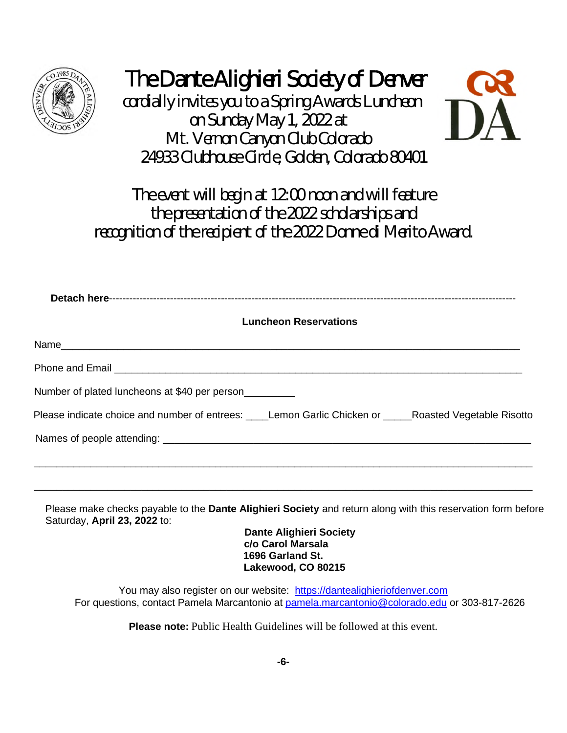# The Dante Alighieri Society of Denver

cordially invites you to a Spring Awards Luncheon
on Sunday May 1, 2022 at
Mt. Vernon Canyon Club Colorado
24933 Clubhouse Circle, Golden, Colorado 80401

The event will begin at 12:00 noon and will feature
the presentation of the 2022 scholarships and
recognition of the recipient of the 2022 Donne di Merito Award.

**Detach here**------------------------------------------------------------------------------------------------------------------

**Luncheon Reservations**

Name_______________________________________________________________________________

Phone and Email _____________________________________________________________________

Number of plated luncheons at $40 per person_________

Please indicate choice and number of entrees: ____Lemon Garlic Chicken or _____Roasted Vegetable Risotto

Names of people attending: ___________________________________________________________

_______________________________________________________________________________________

_______________________________________________________________________________________

Please make checks payable to the **Dante Alighieri Society** and return along with this reservation form before Saturday, **April 23, 2022** to:

**Dante Alighieri Society**
**c/o Carol Marsala**
**1696 Garland St.**
**Lakewood, CO 80215**

You may also register on our website: https://dantealighieriofdenver.com
For questions, contact Pamela Marcantonio at pamela.marcantonio@colorado.edu or 303-817-2626

**Please note:** Public Health Guidelines will be followed at this event.